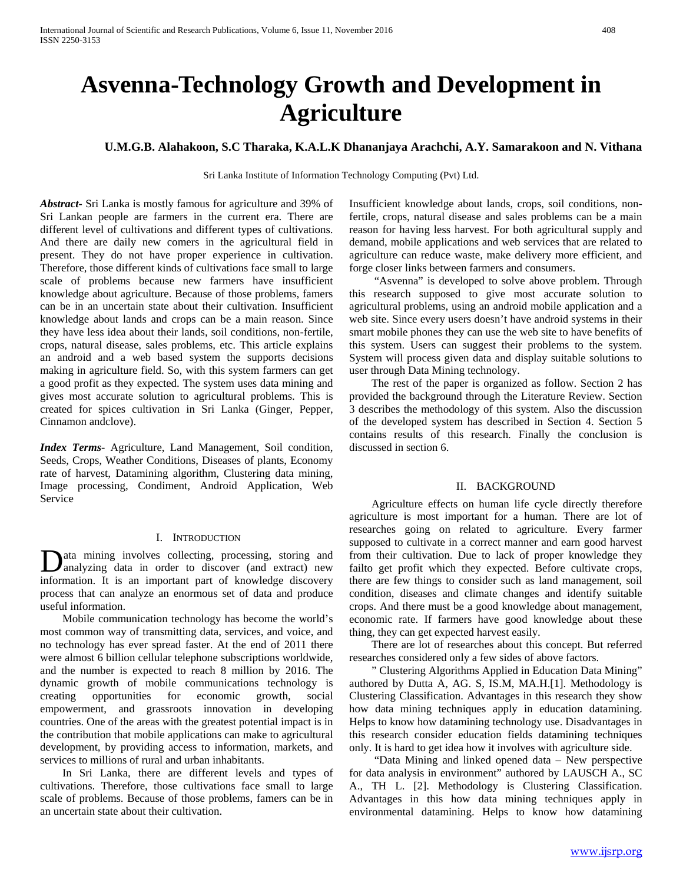# Asvenna-Technology Growth and Development in Agriculture

**U.M.G.B. Alahakoon, S.C Tharaka, K.A.L.K Dhananjaya Arachchi, A.Y. Samarakoon and N. Vithana**

Sri Lanka Institute of Information Technology Computing (Pvt) Ltd.

***Abstract-*** Sri Lanka is mostly famous for agriculture and 39% of Sri Lankan people are farmers in the current era. There are different level of cultivations and different types of cultivations. And there are daily new comers in the agricultural field in present. They do not have proper experience in cultivation. Therefore, those different kinds of cultivations face small to large scale of problems because new farmers have insufficient knowledge about agriculture. Because of those problems, famers can be in an uncertain state about their cultivation. Insufficient knowledge about lands and crops can be a main reason. Since they have less idea about their lands, soil conditions, non-fertile, crops, natural disease, sales problems, etc. This article explains an android and a web based system the supports decisions making in agriculture field. So, with this system farmers can get a good profit as they expected. The system uses data mining and gives most accurate solution to agricultural problems. This is created for spices cultivation in Sri Lanka (Ginger, Pepper, Cinnamon andclove).

***Index Terms*-** Agriculture, Land Management, Soil condition, Seeds, Crops, Weather Conditions, Diseases of plants, Economy rate of harvest, Datamining algorithm, Clustering data mining, Image processing, Condiment, Android Application, Web Service

## I. Introduction

Data mining involves collecting, processing, storing and analyzing data in order to discover (and extract) new information. It is an important part of knowledge discovery process that can analyze an enormous set of data and produce useful information.

Mobile communication technology has become the world's most common way of transmitting data, services, and voice, and no technology has ever spread faster. At the end of 2011 there were almost 6 billion cellular telephone subscriptions worldwide, and the number is expected to reach 8 million by 2016. The dynamic growth of mobile communications technology is creating opportunities for economic growth, social empowerment, and grassroots innovation in developing countries. One of the areas with the greatest potential impact is in the contribution that mobile applications can make to agricultural development, by providing access to information, markets, and services to millions of rural and urban inhabitants.

In Sri Lanka, there are different levels and types of cultivations. Therefore, those cultivations face small to large scale of problems. Because of those problems, famers can be in an uncertain state about their cultivation. Insufficient knowledge about lands, crops, soil conditions, non-fertile, crops, natural disease and sales problems can be a main reason for having less harvest. For both agricultural supply and demand, mobile applications and web services that are related to agriculture can reduce waste, make delivery more efficient, and forge closer links between farmers and consumers.

"Asvenna" is developed to solve above problem. Through this research supposed to give most accurate solution to agricultural problems, using an android mobile application and a web site. Since every users doesn't have android systems in their smart mobile phones they can use the web site to have benefits of this system. Users can suggest their problems to the system. System will process given data and display suitable solutions to user through Data Mining technology.

The rest of the paper is organized as follow. Section 2 has provided the background through the Literature Review. Section 3 describes the methodology of this system. Also the discussion of the developed system has described in Section 4. Section 5 contains results of this research. Finally the conclusion is discussed in section 6.

## II. Background

Agriculture effects on human life cycle directly therefore agriculture is most important for a human. There are lot of researches going on related to agriculture. Every farmer supposed to cultivate in a correct manner and earn good harvest from their cultivation. Due to lack of proper knowledge they failto get profit which they expected. Before cultivate crops, there are few things to consider such as land management, soil condition, diseases and climate changes and identify suitable crops. And there must be a good knowledge about management, economic rate. If farmers have good knowledge about these thing, they can get expected harvest easily.

There are lot of researches about this concept. But referred researches considered only a few sides of above factors.

" Clustering Algorithms Applied in Education Data Mining" authored by Dutta A, AG. S, IS.M, MA.H.[1]. Methodology is Clustering Classification. Advantages in this research they show how data mining techniques apply in education datamining. Helps to know how datamining technology use. Disadvantages in this research consider education fields datamining techniques only. It is hard to get idea how it involves with agriculture side.

"Data Mining and linked opened data – New perspective for data analysis in environment" authored by LAUSCH A., SC A., TH L. [2]. Methodology is Clustering Classification. Advantages in this how data mining techniques apply in environmental datamining. Helps to know how datamining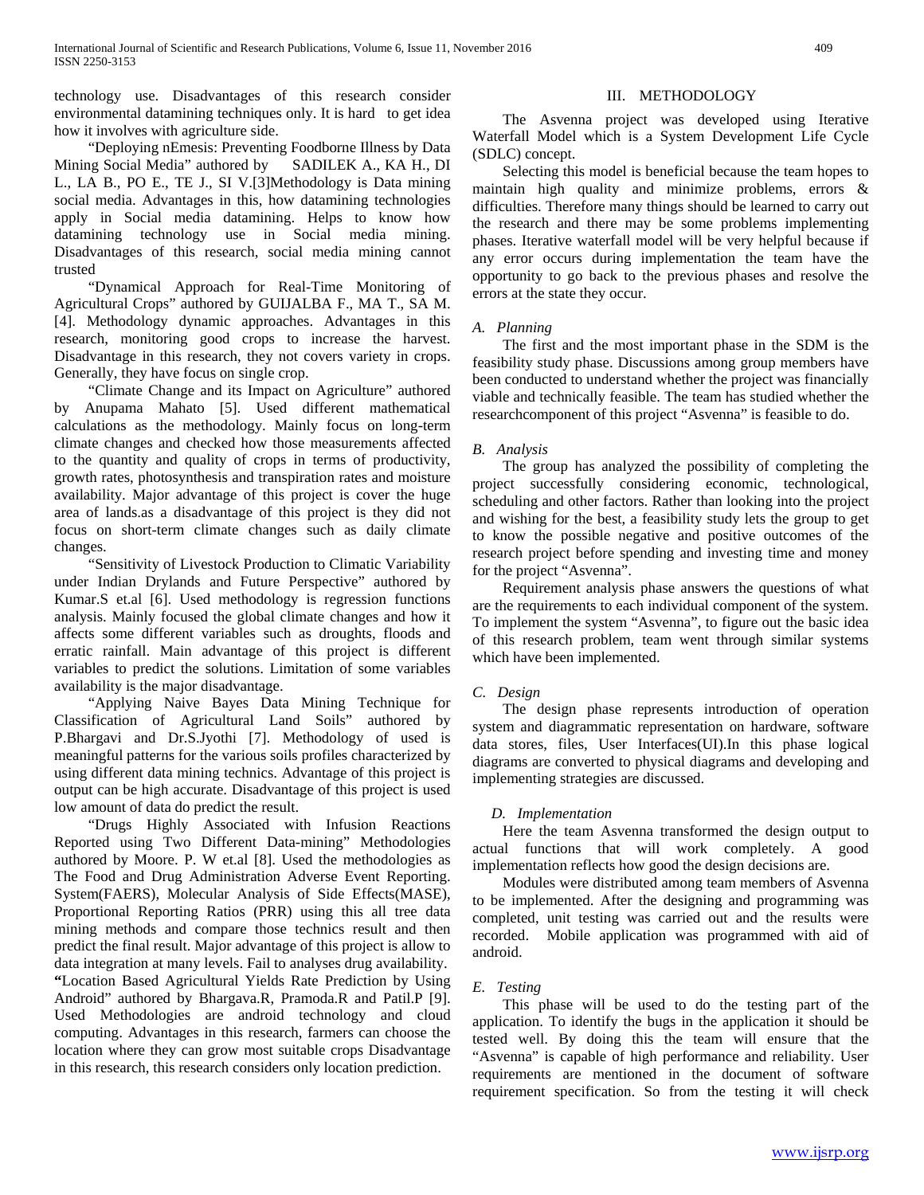technology use. Disadvantages of this research consider environmental datamining techniques only. It is hard to get idea how it involves with agriculture side.

"Deploying nEmesis: Preventing Foodborne Illness by Data Mining Social Media" authored by SADILEK A., KA H., DI L., LA B., PO E., TE J., SI V.[3]Methodology is Data mining social media. Advantages in this, how datamining technologies apply in Social media datamining. Helps to know how datamining technology use in Social media mining. Disadvantages of this research, social media mining cannot trusted

"Dynamical Approach for Real-Time Monitoring of Agricultural Crops" authored by GUIJALBA F., MA T., SA M. [4]. Methodology dynamic approaches. Advantages in this research, monitoring good crops to increase the harvest. Disadvantage in this research, they not covers variety in crops. Generally, they have focus on single crop.

"Climate Change and its Impact on Agriculture" authored by Anupama Mahato [5]. Used different mathematical calculations as the methodology. Mainly focus on long-term climate changes and checked how those measurements affected to the quantity and quality of crops in terms of productivity, growth rates, photosynthesis and transpiration rates and moisture availability. Major advantage of this project is cover the huge area of lands.as a disadvantage of this project is they did not focus on short-term climate changes such as daily climate changes.

"Sensitivity of Livestock Production to Climatic Variability under Indian Drylands and Future Perspective" authored by Kumar.S et.al [6]. Used methodology is regression functions analysis. Mainly focused the global climate changes and how it affects some different variables such as droughts, floods and erratic rainfall. Main advantage of this project is different variables to predict the solutions. Limitation of some variables availability is the major disadvantage.

"Applying Naive Bayes Data Mining Technique for Classification of Agricultural Land Soils" authored by P.Bhargavi and Dr.S.Jyothi [7]. Methodology of used is meaningful patterns for the various soils profiles characterized by using different data mining technics. Advantage of this project is output can be high accurate. Disadvantage of this project is used low amount of data do predict the result.

"Drugs Highly Associated with Infusion Reactions Reported using Two Different Data-mining" Methodologies authored by Moore. P. W et.al [8]. Used the methodologies as The Food and Drug Administration Adverse Event Reporting. System(FAERS), Molecular Analysis of Side Effects(MASE), Proportional Reporting Ratios (PRR) using this all tree data mining methods and compare those technics result and then predict the final result. Major advantage of this project is allow to data integration at many levels. Fail to analyses drug availability.

**"**Location Based Agricultural Yields Rate Prediction by Using Android" authored by Bhargava.R, Pramoda.R and Patil.P [9]. Used Methodologies are android technology and cloud computing. Advantages in this research, farmers can choose the location where they can grow most suitable crops Disadvantage in this research, this research considers only location prediction.

## III. METHODOLOGY

The Asvenna project was developed using Iterative Waterfall Model which is a System Development Life Cycle (SDLC) concept.

Selecting this model is beneficial because the team hopes to maintain high quality and minimize problems, errors & difficulties. Therefore many things should be learned to carry out the research and there may be some problems implementing phases. Iterative waterfall model will be very helpful because if any error occurs during implementation the team have the opportunity to go back to the previous phases and resolve the errors at the state they occur.

### *A. Planning*

The first and the most important phase in the SDM is the feasibility study phase. Discussions among group members have been conducted to understand whether the project was financially viable and technically feasible. The team has studied whether the researchcomponent of this project "Asvenna" is feasible to do.

### *B. Analysis*

The group has analyzed the possibility of completing the project successfully considering economic, technological, scheduling and other factors. Rather than looking into the project and wishing for the best, a feasibility study lets the group to get to know the possible negative and positive outcomes of the research project before spending and investing time and money for the project "Asvenna".

Requirement analysis phase answers the questions of what are the requirements to each individual component of the system. To implement the system "Asvenna", to figure out the basic idea of this research problem, team went through similar systems which have been implemented.

### *C. Design*

The design phase represents introduction of operation system and diagrammatic representation on hardware, software data stores, files, User Interfaces(UI).In this phase logical diagrams are converted to physical diagrams and developing and implementing strategies are discussed.

### *D. Implementation*

Here the team Asvenna transformed the design output to actual functions that will work completely. A good implementation reflects how good the design decisions are.

Modules were distributed among team members of Asvenna to be implemented. After the designing and programming was completed, unit testing was carried out and the results were recorded. Mobile application was programmed with aid of android.

### *E. Testing*

This phase will be used to do the testing part of the application. To identify the bugs in the application it should be tested well. By doing this the team will ensure that the "Asvenna" is capable of high performance and reliability. User requirements are mentioned in the document of software requirement specification. So from the testing it will check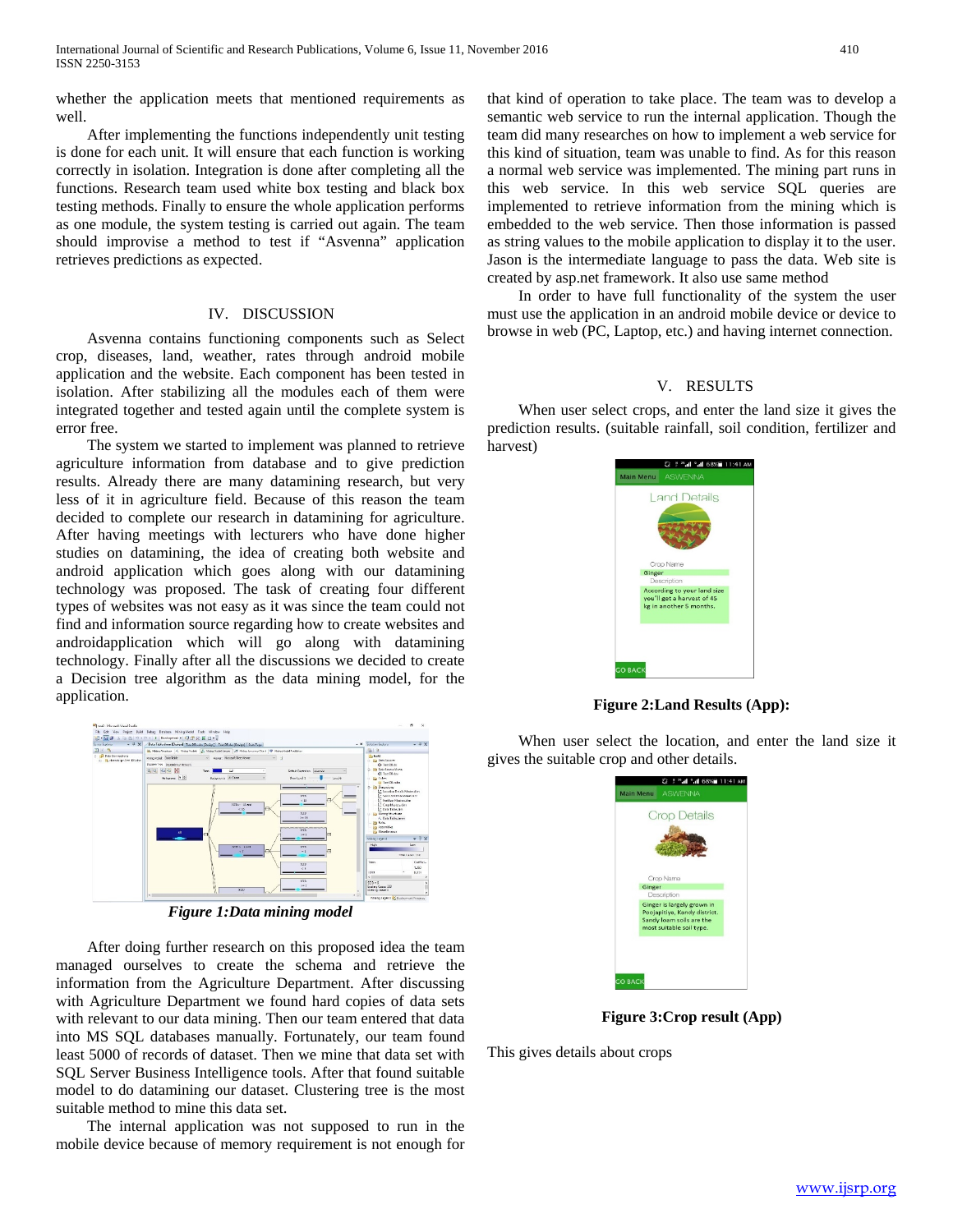whether the application meets that mentioned requirements as well.

After implementing the functions independently unit testing is done for each unit. It will ensure that each function is working correctly in isolation. Integration is done after completing all the functions. Research team used white box testing and black box testing methods. Finally to ensure the whole application performs as one module, the system testing is carried out again. The team should improvise a method to test if "Asvenna" application retrieves predictions as expected.

## IV. DISCUSSION

Asvenna contains functioning components such as Select crop, diseases, land, weather, rates through android mobile application and the website. Each component has been tested in isolation. After stabilizing all the modules each of them were integrated together and tested again until the complete system is error free.

The system we started to implement was planned to retrieve agriculture information from database and to give prediction results. Already there are many datamining research, but very less of it in agriculture field. Because of this reason the team decided to complete our research in datamining for agriculture. After having meetings with lecturers who have done higher studies on datamining, the idea of creating both website and android application which goes along with our datamining technology was proposed. The task of creating four different types of websites was not easy as it was since the team could not find and information source regarding how to create websites and androidapplication which will go along with datamining technology. Finally after all the discussions we decided to create a Decision tree algorithm as the data mining model, for the application.

*Figure 1:Data mining model*

After doing further research on this proposed idea the team managed ourselves to create the schema and retrieve the information from the Agriculture Department. After discussing with Agriculture Department we found hard copies of data sets with relevant to our data mining. Then our team entered that data into MS SQL databases manually. Fortunately, our team found least 5000 of records of dataset. Then we mine that data set with SQL Server Business Intelligence tools. After that found suitable model to do datamining our dataset. Clustering tree is the most suitable method to mine this data set.

The internal application was not supposed to run in the mobile device because of memory requirement is not enough for that kind of operation to take place. The team was to develop a semantic web service to run the internal application. Though the team did many researches on how to implement a web service for this kind of situation, team was unable to find. As for this reason a normal web service was implemented. The mining part runs in this web service. In this web service SQL queries are implemented to retrieve information from the mining which is embedded to the web service. Then those information is passed as string values to the mobile application to display it to the user. Jason is the intermediate language to pass the data. Web site is created by asp.net framework. It also use same method

In order to have full functionality of the system the user must use the application in an android mobile device or device to browse in web (PC, Laptop, etc.) and having internet connection.

## V. RESULTS

When user select crops, and enter the land size it gives the prediction results. (suitable rainfall, soil condition, fertilizer and harvest)

**Figure 2:Land Results (App):**

When user select the location, and enter the land size it gives the suitable crop and other details.

**Figure 3:Crop result (App)**

This gives details about crops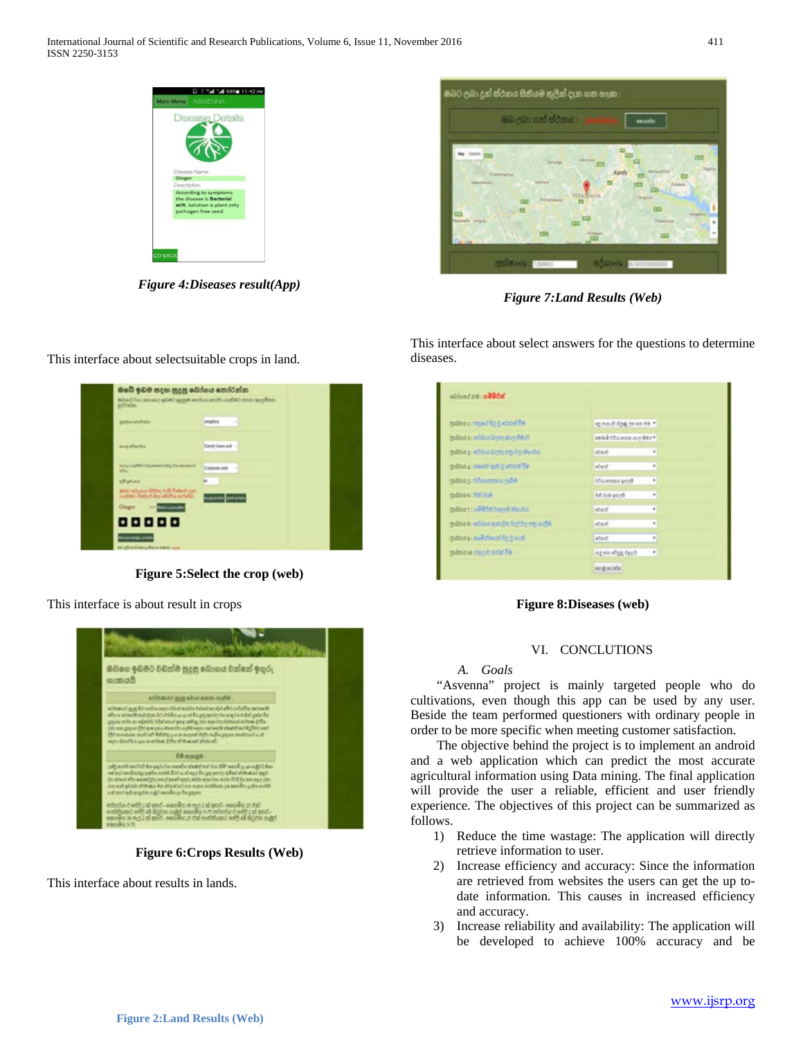Figure 4:Diseases result(App)

This interface about selectsuitable crops in land.

**Figure 5:Select the crop (web)**

This interface is about result in crops

**Figure 6:Crops Results (Web)**

This interface about results in lands.

Figure 7:Land Results (Web)

This interface about select answers for the questions to determine diseases.

**Figure 8:Diseases (web)**

## VI. CONCLUTIONS

### A. Goals

"Asvenna" project is mainly targeted people who do cultivations, even though this app can be used by any user. Beside the team performed questioners with ordinary people in order to be more specific when meeting customer satisfaction.

The objective behind the project is to implement an android and a web application which can predict the most accurate agricultural information using Data mining. The final application will provide the user a reliable, efficient and user friendly experience. The objectives of this project can be summarized as follows.

1) Reduce the time wastage: The application will directly retrieve information to user.
2) Increase efficiency and accuracy: Since the information are retrieved from websites the users can get the up to-date information. This causes in increased efficiency and accuracy.
3) Increase reliability and availability: The application will be developed to achieve 100% accuracy and be

**Figure 2:Land Results (Web)**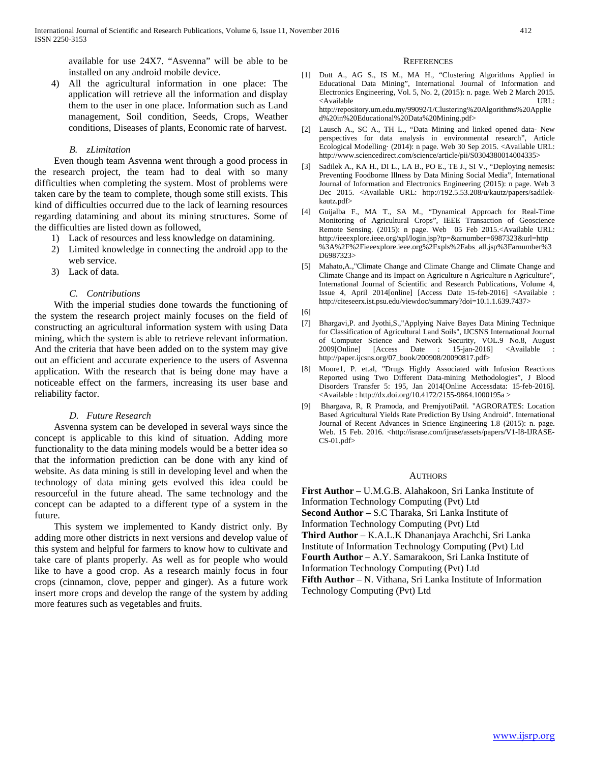available for use 24X7. "Asvenna" will be able to be installed on any android mobile device.

4) All the agricultural information in one place: The application will retrieve all the information and display them to the user in one place. Information such as Land management, Soil condition, Seeds, Crops, Weather conditions, Diseases of plants, Economic rate of harvest.

### *B. zLimitation*

Even though team Asvenna went through a good process in the research project, the team had to deal with so many difficulties when completing the system. Most of problems were taken care by the team to complete, though some still exists. This kind of difficulties occurred due to the lack of learning resources regarding datamining and about its mining structures. Some of the difficulties are listed down as followed,

1) Lack of resources and less knowledge on datamining.
2) Limited knowledge in connecting the android app to the web service.
3) Lack of data.

### *C. Contributions*

With the imperial studies done towards the functioning of the system the research project mainly focuses on the field of constructing an agricultural information system with using Data mining, which the system is able to retrieve relevant information. And the criteria that have been added on to the system may give out an efficient and accurate experience to the users of Asvenna application. With the research that is being done may have a noticeable effect on the farmers, increasing its user base and reliability factor.

### *D. Future Research*

Asvenna system can be developed in several ways since the concept is applicable to this kind of situation. Adding more functionality to the data mining models would be a better idea so that the information prediction can be done with any kind of website. As data mining is still in developing level and when the technology of data mining gets evolved this idea could be resourceful in the future ahead. The same technology and the concept can be adapted to a different type of a system in the future.

This system we implemented to Kandy district only. By adding more other districts in next versions and develop value of this system and helpful for farmers to know how to cultivate and take care of plants properly. As well as for people who would like to have a good crop. As a research mainly focus in four crops (cinnamon, clove, pepper and ginger). As a future work insert more crops and develop the range of the system by adding more features such as vegetables and fruits.

## REFERENCES

[1] Dutt A., AG S., IS M., MA H., "Clustering Algorithms Applied in Educational Data Mining", International Journal of Information and Electronics Engineering, Vol. 5, No. 2, (2015): n. page. Web 2 March 2015. <Available URL: http://repository.um.edu.my/99092/1/Clustering%20Algorithms%20Applied%20in%20Educational%20Data%20Mining.pdf>

[2] Lausch A., SC A., TH L., "Data Mining and linked opened data- New perspectives for data analysis in environmental research", Article Ecological Modelling· (2014): n page. Web 30 Sep 2015. <Available URL: http://www.sciencedirect.com/science/article/pii/S0304380014004335>

[3] Sadilek A., KA H., DI L., LA B., PO E., TE J., SI V., "Deploying nemesis: Preventing Foodborne Illness by Data Mining Social Media", International Journal of Information and Electronics Engineering (2015): n page. Web 3 Dec 2015. <Available URL: http://192.5.53.208/u/kautz/papers/sadilek-kautz.pdf>

[4] Guijalba F., MA T., SA M., "Dynamical Approach for Real-Time Monitoring of Agricultural Crops", IEEE Transaction of Geoscience Remote Sensing. (2015): n page. Web 05 Feb 2015.<Available URL: http://ieeexplore.ieee.org/xpl/login.jsp?tp=&arnumber=6987323&url=http%3A%2F%2Fieeexplore.ieee.org%2Fxpls%2Fabs_all.jsp%3Farnumber%3D6987323>

[5] Mahato,A.,"Climate Change and Climate Change and Climate Change and Climate Change and its Impact on Agriculture n Agriculture n Agriculture", International Journal of Scientific and Research Publications, Volume 4, Issue 4, April 2014[online] [Access Date 15-feb-2016] <Available : http://citeseerx.ist.psu.edu/viewdoc/summary?doi=10.1.1.639.7437>

[6]

[7] Bhargavi,P. and Jyothi,S.,"Applying Naive Bayes Data Mining Technique for Classification of Agricultural Land Soils", IJCSNS International Journal of Computer Science and Network Security, VOL.9 No.8, August 2009[Online] [Access Date : 15-jan-2016] <Available : http://paper.ijcsns.org/07_book/200908/20090817.pdf>

[8] Moore1, P. et.al, "Drugs Highly Associated with Infusion Reactions Reported using Two Different Data-mining Methodologies", J Blood Disorders Transfer 5: 195, Jan 2014[Online Accessdata: 15-feb-2016]. <Available : http://dx.doi.org/10.4172/2155-9864.1000195a >

[9] Bhargava, R, R Pramoda, and PremjyotiPatil. "AGRORATES: Location Based Agricultural Yields Rate Prediction By Using Android". International Journal of Recent Advances in Science Engineering 1.8 (2015): n. page. Web. 15 Feb. 2016. <http://israse.com/ijrase/assets/papers/V1-I8-IJRASE-CS-01.pdf>

## AUTHORS

**First Author** – U.M.G.B. Alahakoon, Sri Lanka Institute of Information Technology Computing (Pvt) Ltd

**Second Author** – S.C Tharaka, Sri Lanka Institute of Information Technology Computing (Pvt) Ltd

**Third Author** – K.A.L.K Dhananjaya Arachchi, Sri Lanka Institute of Information Technology Computing (Pvt) Ltd

**Fourth Author** – A.Y. Samarakoon, Sri Lanka Institute of Information Technology Computing (Pvt) Ltd

**Fifth Author** – N. Vithana, Sri Lanka Institute of Information Technology Computing (Pvt) Ltd